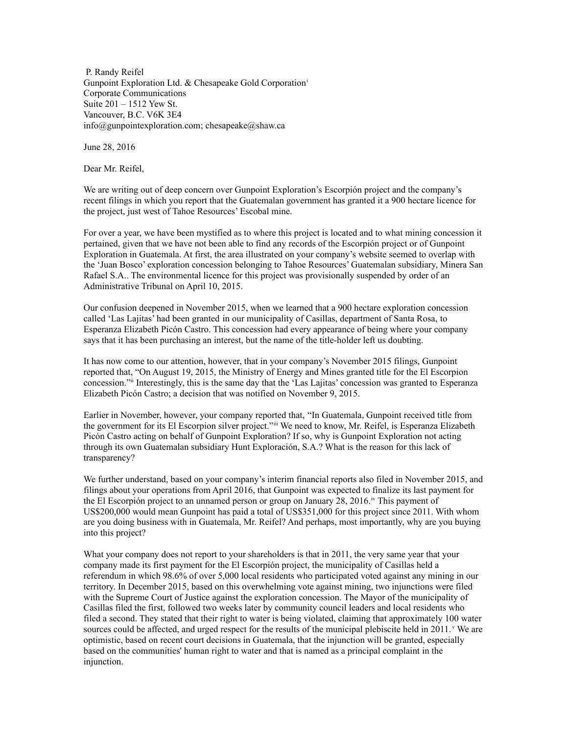P. Randy Reifel
Gunpoint Exploration Ltd. & Chesapeake Gold Corporation[i]
Corporate Communications
Suite 201 – 1512 Yew St.
Vancouver, B.C. V6K 3E4
info@gunpointexploration.com; chesapeake@shaw.ca

June 28, 2016

Dear Mr. Reifel,

We are writing out of deep concern over Gunpoint Exploration's Escorpión project and the company's recent filings in which you report that the Guatemalan government has granted it a 900 hectare licence for the project, just west of Tahoe Resources' Escobal mine.

For over a year, we have been mystified as to where this project is located and to what mining concession it pertained, given that we have not been able to find any records of the Escorpión project or of Gunpoint Exploration in Guatemala. At first, the area illustrated on your company's website seemed to overlap with the 'Juan Bosco' exploration concession belonging to Tahoe Resources' Guatemalan subsidiary, Minera San Rafael S.A.. The environmental licence for this project was provisionally suspended by order of an Administrative Tribunal on April 10, 2015.

Our confusion deepened in November 2015, when we learned that a 900 hectare exploration concession called 'Las Lajitas' had been granted in our municipality of Casillas, department of Santa Rosa, to Esperanza Elizabeth Picón Castro. This concession had every appearance of being where your company says that it has been purchasing an interest, but the name of the title-holder left us doubting.

It has now come to our attention, however, that in your company's November 2015 filings, Gunpoint reported that, "On August 19, 2015, the Ministry of Energy and Mines granted title for the El Escorpion concession."[ii] Interestingly, this is the same day that the 'Las Lajitas' concession was granted to Esperanza Elizabeth Picón Castro; a decision that was notified on November 9, 2015.

Earlier in November, however, your company reported that, "In Guatemala, Gunpoint received title from the government for its El Escorpion silver project."[iii] We need to know, Mr. Reifel, is Esperanza Elizabeth Picón Castro acting on behalf of Gunpoint Exploration? If so, why is Gunpoint Exploration not acting through its own Guatemalan subsidiary Hunt Exploración, S.A.? What is the reason for this lack of transparency?

We further understand, based on your company's interim financial reports also filed in November 2015, and filings about your operations from April 2016, that Gunpoint was expected to finalize its last payment for the El Escorpión project to an unnamed person or group on January 28, 2016.[iv] This payment of US$200,000 would mean Gunpoint has paid a total of US$351,000 for this project since 2011. With whom are you doing business with in Guatemala, Mr. Reifel? And perhaps, most importantly, why are you buying into this project?

What your company does not report to your shareholders is that in 2011, the very same year that your company made its first payment for the El Escorpión project, the municipality of Casillas held a referendum in which 98.6% of over 5,000 local residents who participated voted against any mining in our territory. In December 2015, based on this overwhelming vote against mining, two injunctions were filed with the Supreme Court of Justice against the exploration concession. The Mayor of the municipality of Casillas filed the first, followed two weeks later by community council leaders and local residents who filed a second. They stated that their right to water is being violated, claiming that approximately 100 water sources could be affected, and urged respect for the results of the municipal plebiscite held in 2011.[v] We are optimistic, based on recent court decisions in Guatemala, that the injunction will be granted, especially based on the communities' human right to water and that is named as a principal complaint in the injunction.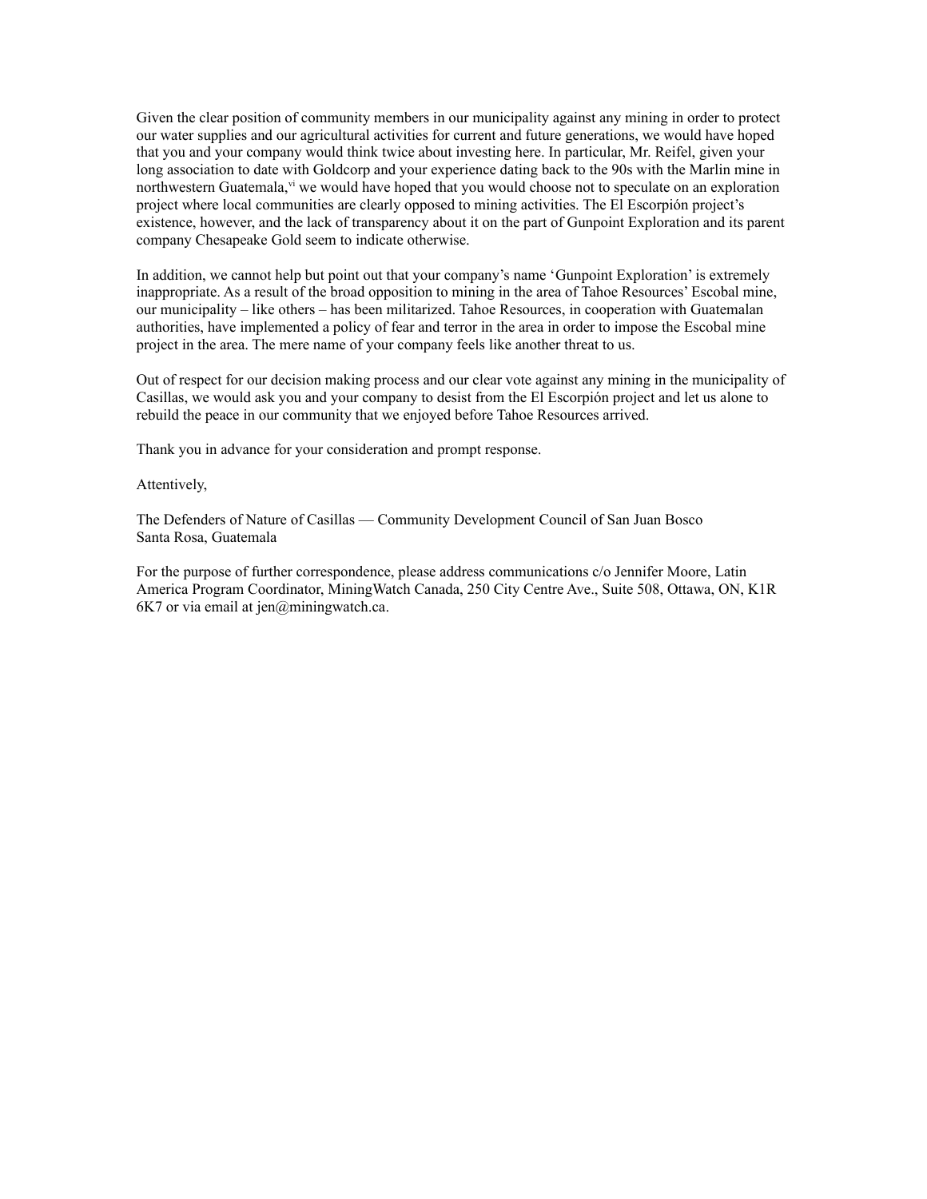Given the clear position of community members in our municipality against any mining in order to protect our water supplies and our agricultural activities for current and future generations, we would have hoped that you and your company would think twice about investing here. In particular, Mr. Reifel, given your long association to date with Goldcorp and your experience dating back to the 90s with the Marlin mine in northwestern Guatemala,[vi] we would have hoped that you would choose not to speculate on an exploration project where local communities are clearly opposed to mining activities. The El Escorpión project's existence, however, and the lack of transparency about it on the part of Gunpoint Exploration and its parent company Chesapeake Gold seem to indicate otherwise.

In addition, we cannot help but point out that your company's name 'Gunpoint Exploration' is extremely inappropriate. As a result of the broad opposition to mining in the area of Tahoe Resources' Escobal mine, our municipality – like others – has been militarized. Tahoe Resources, in cooperation with Guatemalan authorities, have implemented a policy of fear and terror in the area in order to impose the Escobal mine project in the area. The mere name of your company feels like another threat to us.

Out of respect for our decision making process and our clear vote against any mining in the municipality of Casillas, we would ask you and your company to desist from the El Escorpión project and let us alone to rebuild the peace in our community that we enjoyed before Tahoe Resources arrived.

Thank you in advance for your consideration and prompt response.

Attentively,

The Defenders of Nature of Casillas — Community Development Council of San Juan Bosco
Santa Rosa, Guatemala

For the purpose of further correspondence, please address communications c/o Jennifer Moore, Latin America Program Coordinator, MiningWatch Canada, 250 City Centre Ave., Suite 508, Ottawa, ON, K1R 6K7 or via email at jen@miningwatch.ca.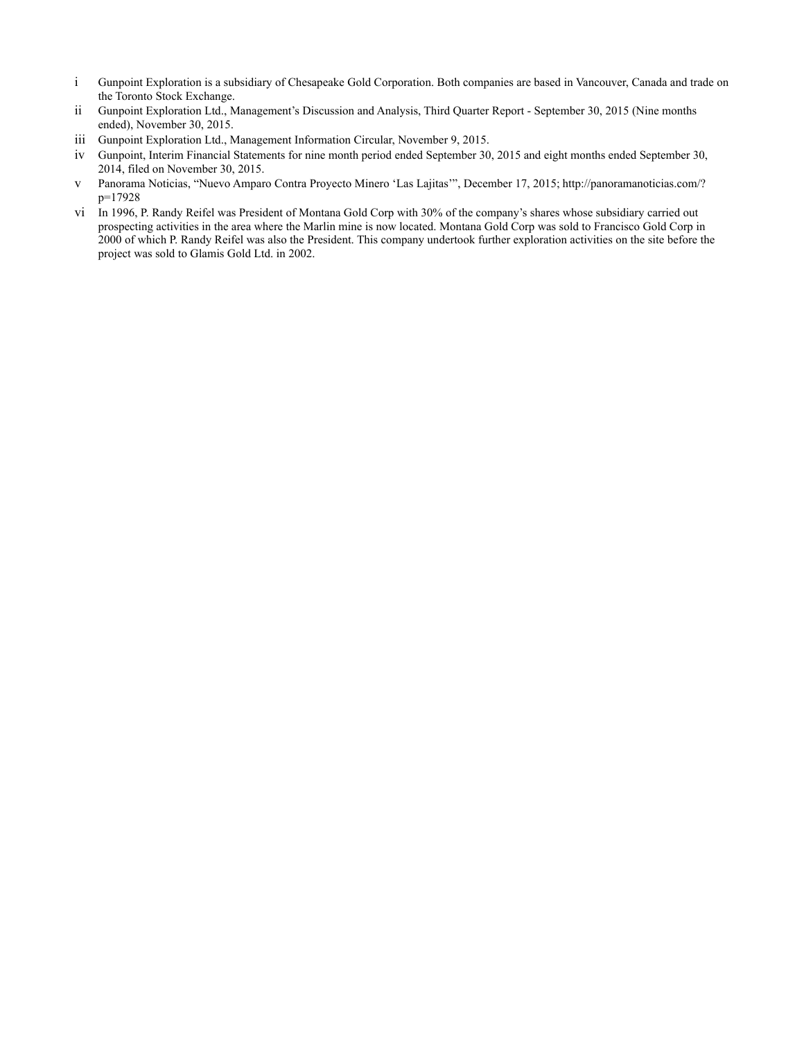i Gunpoint Exploration is a subsidiary of Chesapeake Gold Corporation. Both companies are based in Vancouver, Canada and trade on the Toronto Stock Exchange.

ii Gunpoint Exploration Ltd., Management's Discussion and Analysis, Third Quarter Report - September 30, 2015 (Nine months ended), November 30, 2015.

iii Gunpoint Exploration Ltd., Management Information Circular, November 9, 2015.

iv Gunpoint, Interim Financial Statements for nine month period ended September 30, 2015 and eight months ended September 30, 2014, filed on November 30, 2015.

v Panorama Noticias, "Nuevo Amparo Contra Proyecto Minero 'Las Lajitas'", December 17, 2015; http://panoramanoticias.com/?p=17928

vi In 1996, P. Randy Reifel was President of Montana Gold Corp with 30% of the company's shares whose subsidiary carried out prospecting activities in the area where the Marlin mine is now located. Montana Gold Corp was sold to Francisco Gold Corp in 2000 of which P. Randy Reifel was also the President. This company undertook further exploration activities on the site before the project was sold to Glamis Gold Ltd. in 2002.